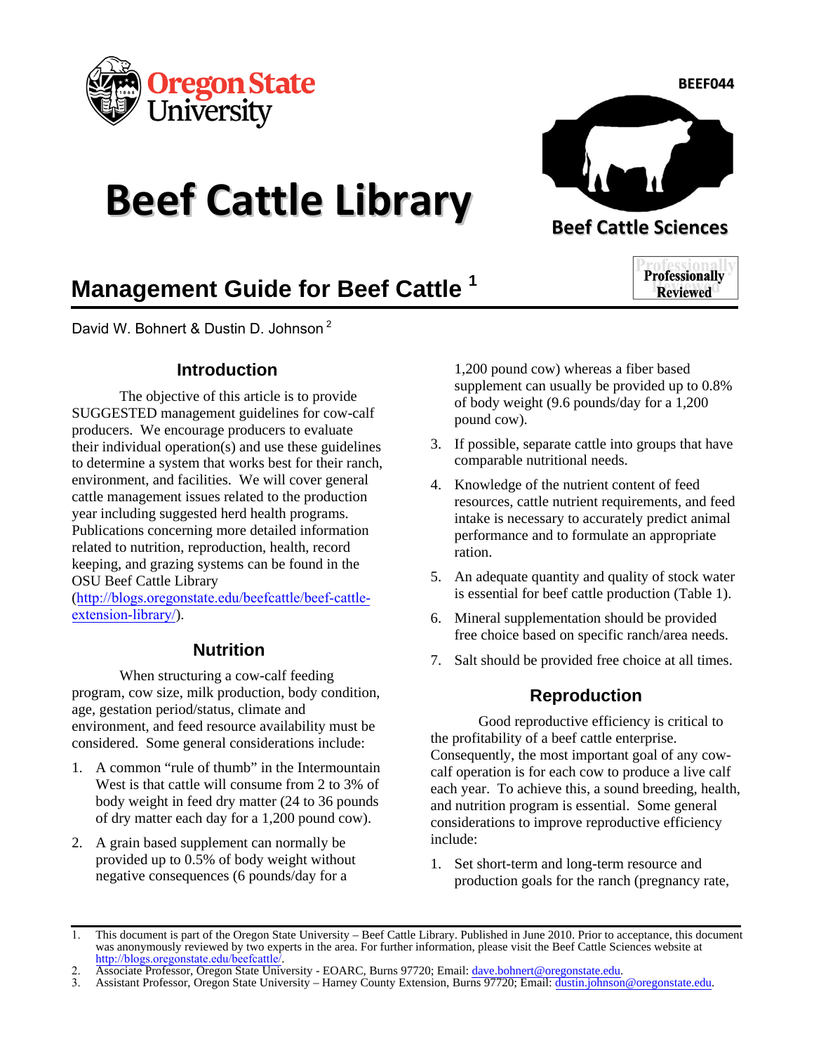BEEF044

# Beef Cattle Library

Beef Cattle Sciences

## Management Guide for Beef Cattle [1]

Professionally Reviewed

David W. Bohnert & Dustin D. Johnson [2]

### Introduction

The objective of this article is to provide SUGGESTED management guidelines for cow-calf producers. We encourage producers to evaluate their individual operation(s) and use these guidelines to determine a system that works best for their ranch, environment, and facilities. We will cover general cattle management issues related to the production year including suggested herd health programs. Publications concerning more detailed information related to nutrition, reproduction, health, record keeping, and grazing systems can be found in the OSU Beef Cattle Library (http://blogs.oregonstate.edu/beefcattle/beef-cattle-extension-library/).

### Nutrition

When structuring a cow-calf feeding program, cow size, milk production, body condition, age, gestation period/status, climate and environment, and feed resource availability must be considered. Some general considerations include:

1. A common "rule of thumb" in the Intermountain West is that cattle will consume from 2 to 3% of body weight in feed dry matter (24 to 36 pounds of dry matter each day for a 1,200 pound cow).
2. A grain based supplement can normally be provided up to 0.5% of body weight without negative consequences (6 pounds/day for a 1,200 pound cow) whereas a fiber based supplement can usually be provided up to 0.8% of body weight (9.6 pounds/day for a 1,200 pound cow).
3. If possible, separate cattle into groups that have comparable nutritional needs.
4. Knowledge of the nutrient content of feed resources, cattle nutrient requirements, and feed intake is necessary to accurately predict animal performance and to formulate an appropriate ration.
5. An adequate quantity and quality of stock water is essential for beef cattle production (Table 1).
6. Mineral supplementation should be provided free choice based on specific ranch/area needs.
7. Salt should be provided free choice at all times.

### Reproduction

Good reproductive efficiency is critical to the profitability of a beef cattle enterprise. Consequently, the most important goal of any cow-calf operation is for each cow to produce a live calf each year. To achieve this, a sound breeding, health, and nutrition program is essential. Some general considerations to improve reproductive efficiency include:

1. Set short-term and long-term resource and production goals for the ranch (pregnancy rate,

---

1. This document is part of the Oregon State University – Beef Cattle Library. Published in June 2010. Prior to acceptance, this document was anonymously reviewed by two experts in the area. For further information, please visit the Beef Cattle Sciences website at http://blogs.oregonstate.edu/beefcattle/.
2. Associate Professor, Oregon State University - EOARC, Burns 97720; Email: dave.bohnert@oregonstate.edu.
3. Assistant Professor, Oregon State University – Harney County Extension, Burns 97720; Email: dustin.johnson@oregonstate.edu.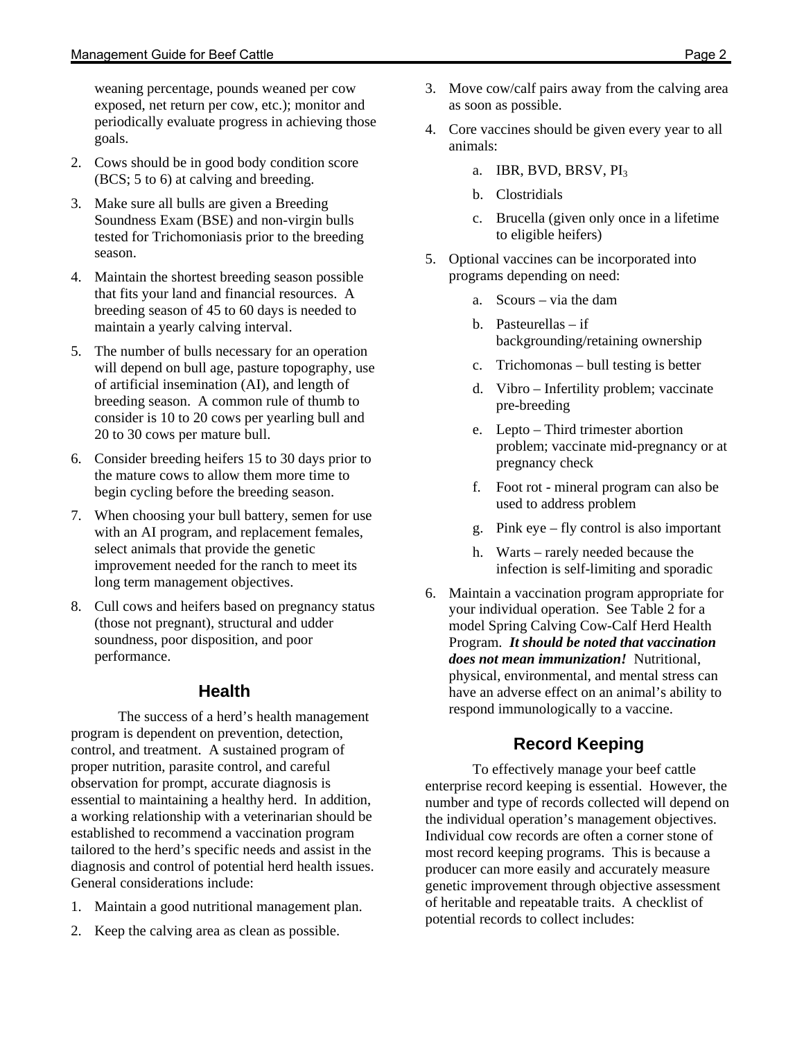weaning percentage, pounds weaned per cow exposed, net return per cow, etc.); monitor and periodically evaluate progress in achieving those goals.

2. Cows should be in good body condition score (BCS; 5 to 6) at calving and breeding.
3. Make sure all bulls are given a Breeding Soundness Exam (BSE) and non-virgin bulls tested for Trichomoniasis prior to the breeding season.
4. Maintain the shortest breeding season possible that fits your land and financial resources. A breeding season of 45 to 60 days is needed to maintain a yearly calving interval.
5. The number of bulls necessary for an operation will depend on bull age, pasture topography, use of artificial insemination (AI), and length of breeding season. A common rule of thumb to consider is 10 to 20 cows per yearling bull and 20 to 30 cows per mature bull.
6. Consider breeding heifers 15 to 30 days prior to the mature cows to allow them more time to begin cycling before the breeding season.
7. When choosing your bull battery, semen for use with an AI program, and replacement females, select animals that provide the genetic improvement needed for the ranch to meet its long term management objectives.
8. Cull cows and heifers based on pregnancy status (those not pregnant), structural and udder soundness, poor disposition, and poor performance.

## Health

The success of a herd's health management program is dependent on prevention, detection, control, and treatment. A sustained program of proper nutrition, parasite control, and careful observation for prompt, accurate diagnosis is essential to maintaining a healthy herd. In addition, a working relationship with a veterinarian should be established to recommend a vaccination program tailored to the herd's specific needs and assist in the diagnosis and control of potential herd health issues. General considerations include:

1. Maintain a good nutritional management plan.
2. Keep the calving area as clean as possible.
3. Move cow/calf pairs away from the calving area as soon as possible.
4. Core vaccines should be given every year to all animals:
    a. IBR, BVD, BRSV, $PI_3$
    b. Clostridials
    c. Brucella (given only once in a lifetime to eligible heifers)
5. Optional vaccines can be incorporated into programs depending on need:
    a. Scours – via the dam
    b. Pasteurellas – if backgrounding/retaining ownership
    c. Trichomonas – bull testing is better
    d. Vibro – Infertility problem; vaccinate pre-breeding
    e. Lepto – Third trimester abortion problem; vaccinate mid-pregnancy or at pregnancy check
    f. Foot rot - mineral program can also be used to address problem
    g. Pink eye – fly control is also important
    h. Warts – rarely needed because the infection is self-limiting and sporadic
6. Maintain a vaccination program appropriate for your individual operation. See Table 2 for a model Spring Calving Cow-Calf Herd Health Program. ***It should be noted that vaccination does not mean immunization!*** Nutritional, physical, environmental, and mental stress can have an adverse effect on an animal's ability to respond immunologically to a vaccine.

## Record Keeping

To effectively manage your beef cattle enterprise record keeping is essential. However, the number and type of records collected will depend on the individual operation's management objectives. Individual cow records are often a corner stone of most record keeping programs. This is because a producer can more easily and accurately measure genetic improvement through objective assessment of heritable and repeatable traits. A checklist of potential records to collect includes: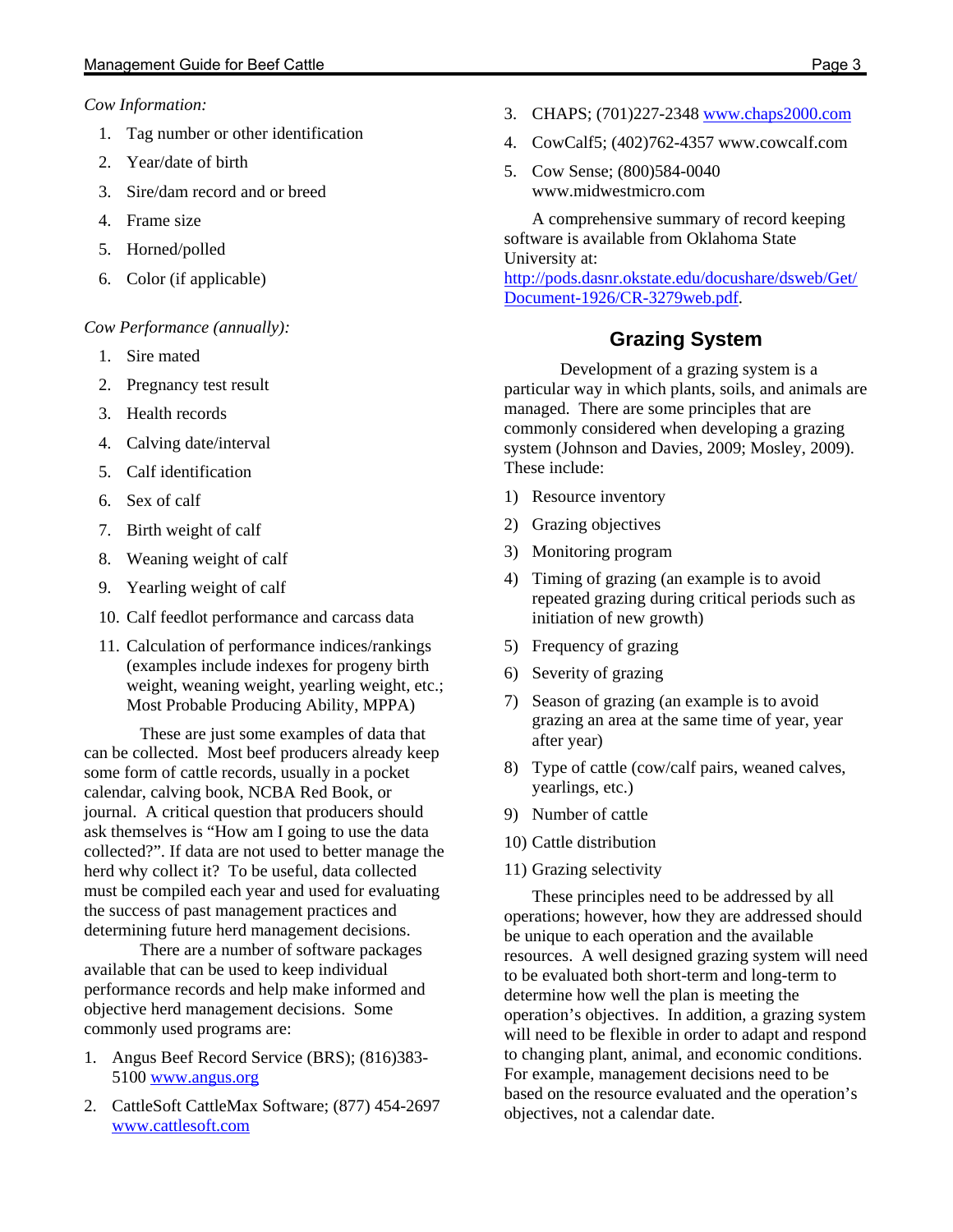*Cow Information:*

1. Tag number or other identification
2. Year/date of birth
3. Sire/dam record and or breed
4. Frame size
5. Horned/polled
6. Color (if applicable)

*Cow Performance (annually):*

1. Sire mated
2. Pregnancy test result
3. Health records
4. Calving date/interval
5. Calf identification
6. Sex of calf
7. Birth weight of calf
8. Weaning weight of calf
9. Yearling weight of calf
10. Calf feedlot performance and carcass data
11. Calculation of performance indices/rankings (examples include indexes for progeny birth weight, weaning weight, yearling weight, etc.; Most Probable Producing Ability, MPPA)

These are just some examples of data that can be collected. Most beef producers already keep some form of cattle records, usually in a pocket calendar, calving book, NCBA Red Book, or journal. A critical question that producers should ask themselves is "How am I going to use the data collected?". If data are not used to better manage the herd why collect it? To be useful, data collected must be compiled each year and used for evaluating the success of past management practices and determining future herd management decisions.

There are a number of software packages available that can be used to keep individual performance records and help make informed and objective herd management decisions. Some commonly used programs are:

1. Angus Beef Record Service (BRS); (816)383-5100 www.angus.org
2. CattleSoft CattleMax Software; (877) 454-2697 www.cattlesoft.com
3. CHAPS; (701)227-2348 www.chaps2000.com
4. CowCalf5; (402)762-4357 www.cowcalf.com
5. Cow Sense; (800)584-0040 www.midwestmicro.com

A comprehensive summary of record keeping software is available from Oklahoma State University at: http://pods.dasnr.okstate.edu/docushare/dsweb/Get/Document-1926/CR-3279web.pdf.

## Grazing System

Development of a grazing system is a particular way in which plants, soils, and animals are managed. There are some principles that are commonly considered when developing a grazing system (Johnson and Davies, 2009; Mosley, 2009). These include:

1) Resource inventory
2) Grazing objectives
3) Monitoring program
4) Timing of grazing (an example is to avoid repeated grazing during critical periods such as initiation of new growth)
5) Frequency of grazing
6) Severity of grazing
7) Season of grazing (an example is to avoid grazing an area at the same time of year, year after year)
8) Type of cattle (cow/calf pairs, weaned calves, yearlings, etc.)
9) Number of cattle
10) Cattle distribution
11) Grazing selectivity

These principles need to be addressed by all operations; however, how they are addressed should be unique to each operation and the available resources. A well designed grazing system will need to be evaluated both short-term and long-term to determine how well the plan is meeting the operation's objectives. In addition, a grazing system will need to be flexible in order to adapt and respond to changing plant, animal, and economic conditions. For example, management decisions need to be based on the resource evaluated and the operation's objectives, not a calendar date.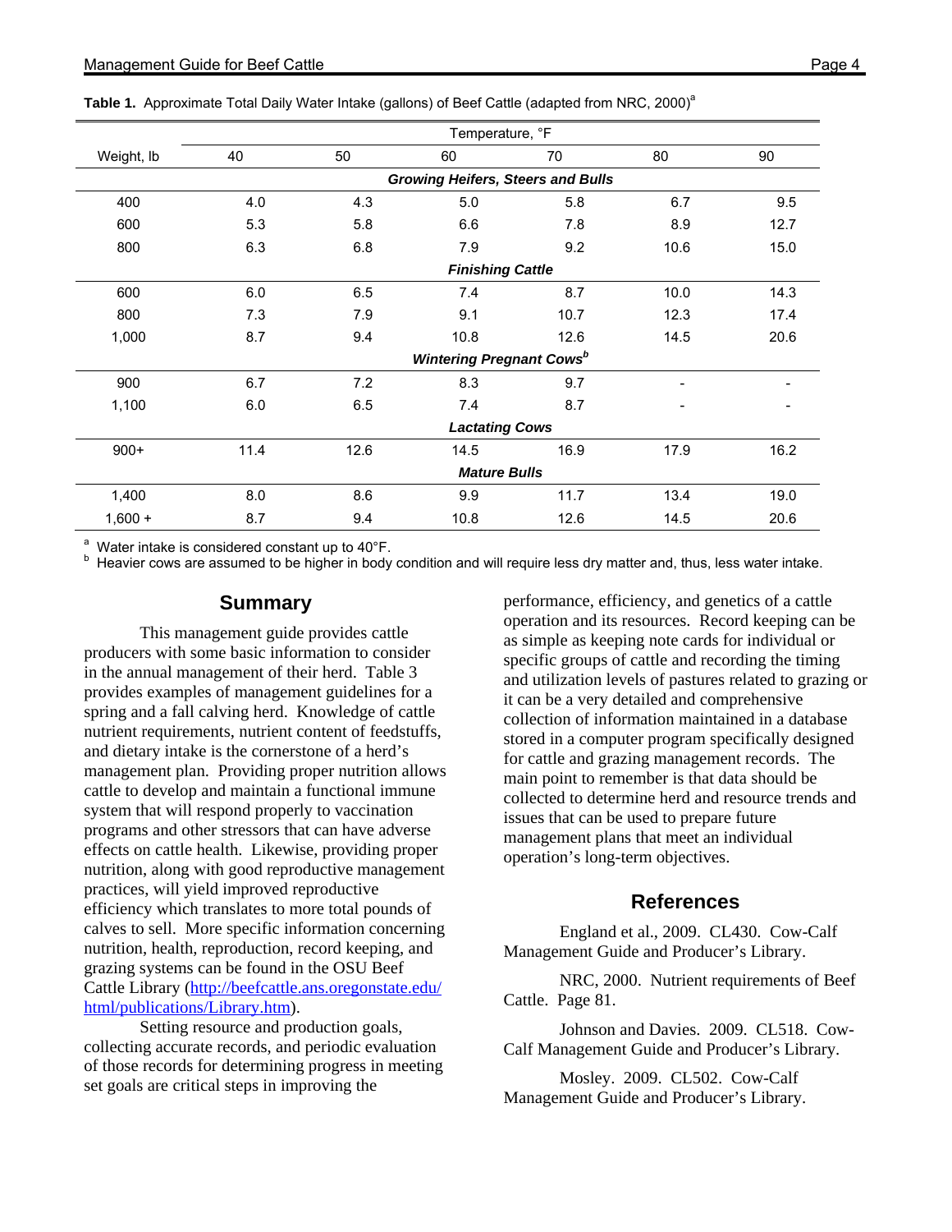**Table 1.** Approximate Total Daily Water Intake (gallons) of Beef Cattle (adapted from NRC, 2000)[a]

| | Temperature, °F | | | | | |
|---|---|---|---|---|---|---|
| Weight, lb | 40 | 50 | 60 | 70 | 80 | 90 |
| | | | ***Growing Heifers, Steers and Bulls*** | | | |
| 400 | 4.0 | 4.3 | 5.0 | 5.8 | 6.7 | 9.5 |
| 600 | 5.3 | 5.8 | 6.6 | 7.8 | 8.9 | 12.7 |
| 800 | 6.3 | 6.8 | 7.9 | 9.2 | 10.6 | 15.0 |
| | | | ***Finishing Cattle*** | | | |
| 600 | 6.0 | 6.5 | 7.4 | 8.7 | 10.0 | 14.3 |
| 800 | 7.3 | 7.9 | 9.1 | 10.7 | 12.3 | 17.4 |
| 1,000 | 8.7 | 9.4 | 10.8 | 12.6 | 14.5 | 20.6 |
| | | | ***Wintering Pregnant Cows***[b] | | | |
| 900 | 6.7 | 7.2 | 8.3 | 9.7 | - | - |
| 1,100 | 6.0 | 6.5 | 7.4 | 8.7 | - | - |
| | | | ***Lactating Cows*** | | | |
| 900+ | 11.4 | 12.6 | 14.5 | 16.9 | 17.9 | 16.2 |
| | | | ***Mature Bulls*** | | | |
| 1,400 | 8.0 | 8.6 | 9.9 | 11.7 | 13.4 | 19.0 |
| 1,600 + | 8.7 | 9.4 | 10.8 | 12.6 | 14.5 | 20.6 |

[a] Water intake is considered constant up to 40°F.
[b] Heavier cows are assumed to be higher in body condition and will require less dry matter and, thus, less water intake.

## Summary

This management guide provides cattle producers with some basic information to consider in the annual management of their herd. Table 3 provides examples of management guidelines for a spring and a fall calving herd. Knowledge of cattle nutrient requirements, nutrient content of feedstuffs, and dietary intake is the cornerstone of a herd's management plan. Providing proper nutrition allows cattle to develop and maintain a functional immune system that will respond properly to vaccination programs and other stressors that can have adverse effects on cattle health. Likewise, providing proper nutrition, along with good reproductive management practices, will yield improved reproductive efficiency which translates to more total pounds of calves to sell. More specific information concerning nutrition, health, reproduction, record keeping, and grazing systems can be found in the OSU Beef Cattle Library (http://beefcattle.ans.oregonstate.edu/html/publications/Library.htm).

Setting resource and production goals, collecting accurate records, and periodic evaluation of those records for determining progress in meeting set goals are critical steps in improving the performance, efficiency, and genetics of a cattle operation and its resources. Record keeping can be as simple as keeping note cards for individual or specific groups of cattle and recording the timing and utilization levels of pastures related to grazing or it can be a very detailed and comprehensive collection of information maintained in a database stored in a computer program specifically designed for cattle and grazing management records. The main point to remember is that data should be collected to determine herd and resource trends and issues that can be used to prepare future management plans that meet an individual operation's long-term objectives.

## References

England et al., 2009. CL430. Cow-Calf Management Guide and Producer's Library.

NRC, 2000. Nutrient requirements of Beef Cattle. Page 81.

Johnson and Davies. 2009. CL518. Cow-Calf Management Guide and Producer's Library.

Mosley. 2009. CL502. Cow-Calf Management Guide and Producer's Library.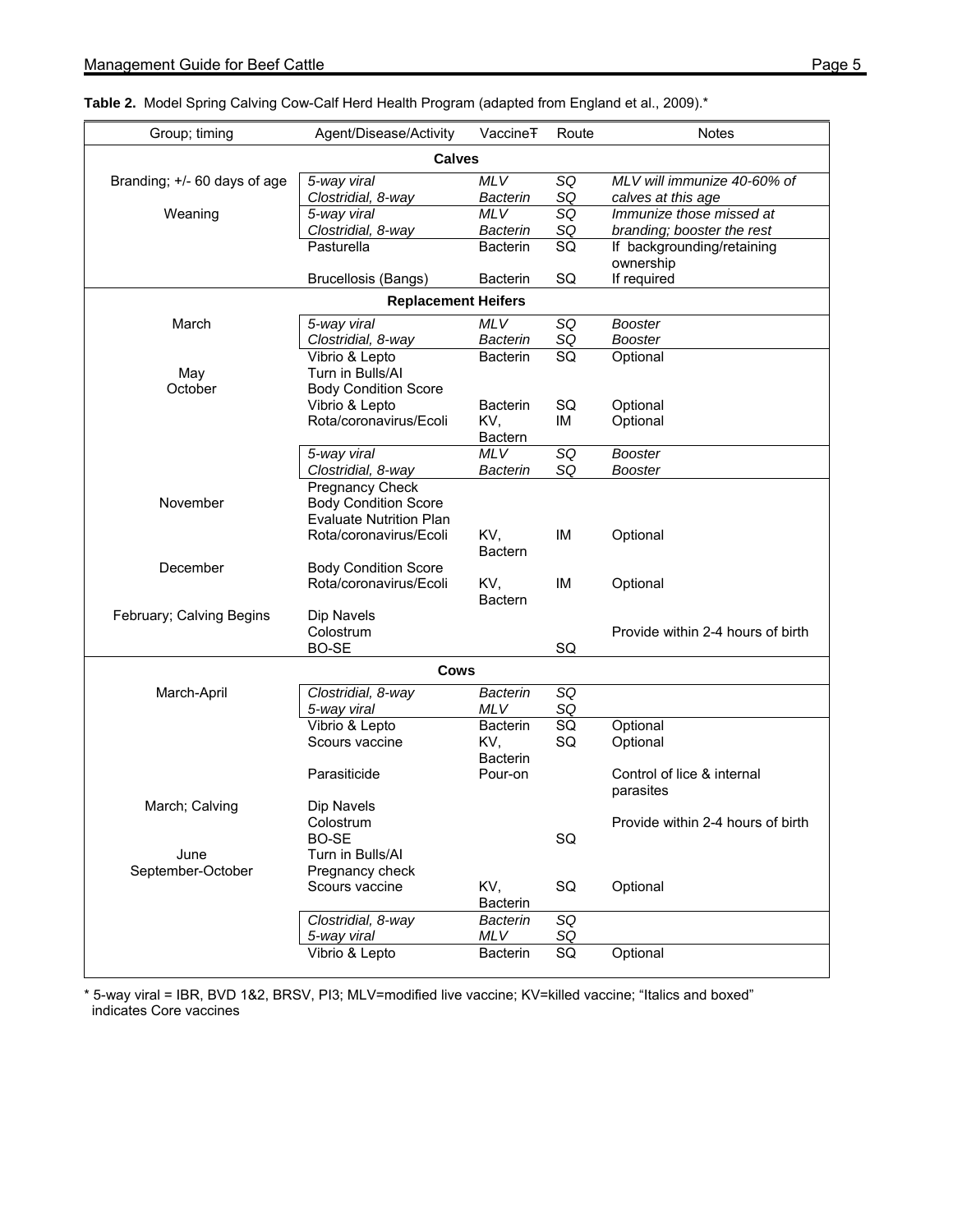**Table 2.** Model Spring Calving Cow-Calf Herd Health Program (adapted from England et al., 2009).*

| Group; timing | Agent/Disease/Activity | VaccineŦ | Route | Notes |
|---|---|---|---|---|
| **Calves** | | | | |
| Branding; +/- 60 days of age | *5-way viral* | *MLV* | *SQ* | *MLV will immunize 40-60% of* |
| | *Clostridial, 8-way* | *Bacterin* | *SQ* | *calves at this age* |
| Weaning | *5-way viral* | *MLV* | *SQ* | *Immunize those missed at* |
| | *Clostridial, 8-way* | *Bacterin* | *SQ* | *branding; booster the rest* |
| | Pasturella | Bacterin | SQ | If backgrounding/retaining ownership |
| | Brucellosis (Bangs) | Bacterin | SQ | If required |
| **Replacement Heifers** | | | | |
| March | *5-way viral* | *MLV* | *SQ* | *Booster* |
| | *Clostridial, 8-way* | *Bacterin* | *SQ* | *Booster* |
| | Vibrio & Lepto | Bacterin | SQ | Optional |
| May | Turn in Bulls/AI | | | |
| October | Body Condition Score | | | |
| | Vibrio & Lepto | Bacterin | SQ | Optional |
| | Rota/coronavirus/Ecoli | KV, Bactern | IM | Optional |
| | *5-way viral* | *MLV* | *SQ* | *Booster* |
| | *Clostridial, 8-way* | *Bacterin* | *SQ* | *Booster* |
| | Pregnancy Check | | | |
| November | Body Condition Score | | | |
| | Evaluate Nutrition Plan | | | |
| | Rota/coronavirus/Ecoli | KV, Bactern | IM | Optional |
| December | Body Condition Score | | | |
| | Rota/coronavirus/Ecoli | KV, Bactern | IM | Optional |
| February; Calving Begins | Dip Navels | | | |
| | Colostrum | | | Provide within 2-4 hours of birth |
| | BO-SE | | SQ | |
| **Cows** | | | | |
| March-April | *Clostridial, 8-way* | *Bacterin* | *SQ* | |
| | *5-way viral* | *MLV* | *SQ* | |
| | Vibrio & Lepto | Bacterin | SQ | Optional |
| | Scours vaccine | KV, Bacterin | SQ | Optional |
| | Parasiticide | Pour-on | | Control of lice & internal parasites |
| March; Calving | Dip Navels | | | |
| | Colostrum | | | Provide within 2-4 hours of birth |
| | BO-SE | | SQ | |
| June | Turn in Bulls/AI | | | |
| September-October | Pregnancy check | | | |
| | Scours vaccine | KV, Bacterin | SQ | Optional |
| | *Clostridial, 8-way* | *Bacterin* | *SQ* | |
| | *5-way viral* | *MLV* | *SQ* | |
| | Vibrio & Lepto | Bacterin | SQ | Optional |

* 5-way viral = IBR, BVD 1&2, BRSV, PI3; MLV=modified live vaccine; KV=killed vaccine; "Italics and boxed" indicates Core vaccines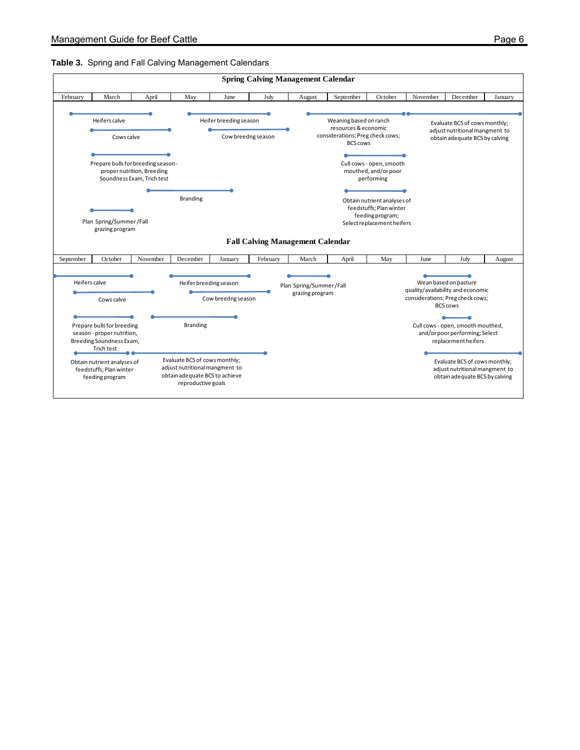**Table 3.** Spring and Fall Calving Management Calendars

**Spring Calving Management Calendar**

February | March | April | May | June | July | August | September | October | November | December | January

Heifers calve

Cows calve

Prepare bulls for breeding season - proper nutrition, Breeding Soundness Exam, Trich test

Branding

Plan Spring/Summer/Fall grazing program

Heifer breeding season

Cow breedng season

Weaning based on ranch resources & economic considerations; Preg check cows; BCS cows

Cull cows - open, smooth mouthed, and/or poor performing

Obtain nutrient analyses of feedstuffs; Plan winter feeding program; Select replacement heifers

Evaluate BCS of cows monthly; adjust nutritional mangment to obtain adequate BCS by calving

**Fall Calving Management Calendar**

September | October | November | December | January | February | March | April | May | June | July | August

Heifers calve

Cows calve

Prepare bulls for breeding season - proper nutrition, Breeding Soundness Exam, Trich test

Obtain nutrient analyses of feedstuffs; Plan winter feeding program

Heifer breeding season

Cow breedng season

Branding

Evaluate BCS of cows monthly; adjust nutritional mangment to obtain adequate BCS to achieve reproductive goals

Plan Spring/Summer/Fall grazing program

Wean based on pasture quality/availability and economic considerations; Preg check cows; BCS cows

Cull cows - open, smooth mouthed, and/or poor performing; Select replacement heifers

Evaluate BCS of cows monthly; adjust nutritional mangment to obtain adequate BCS by calving